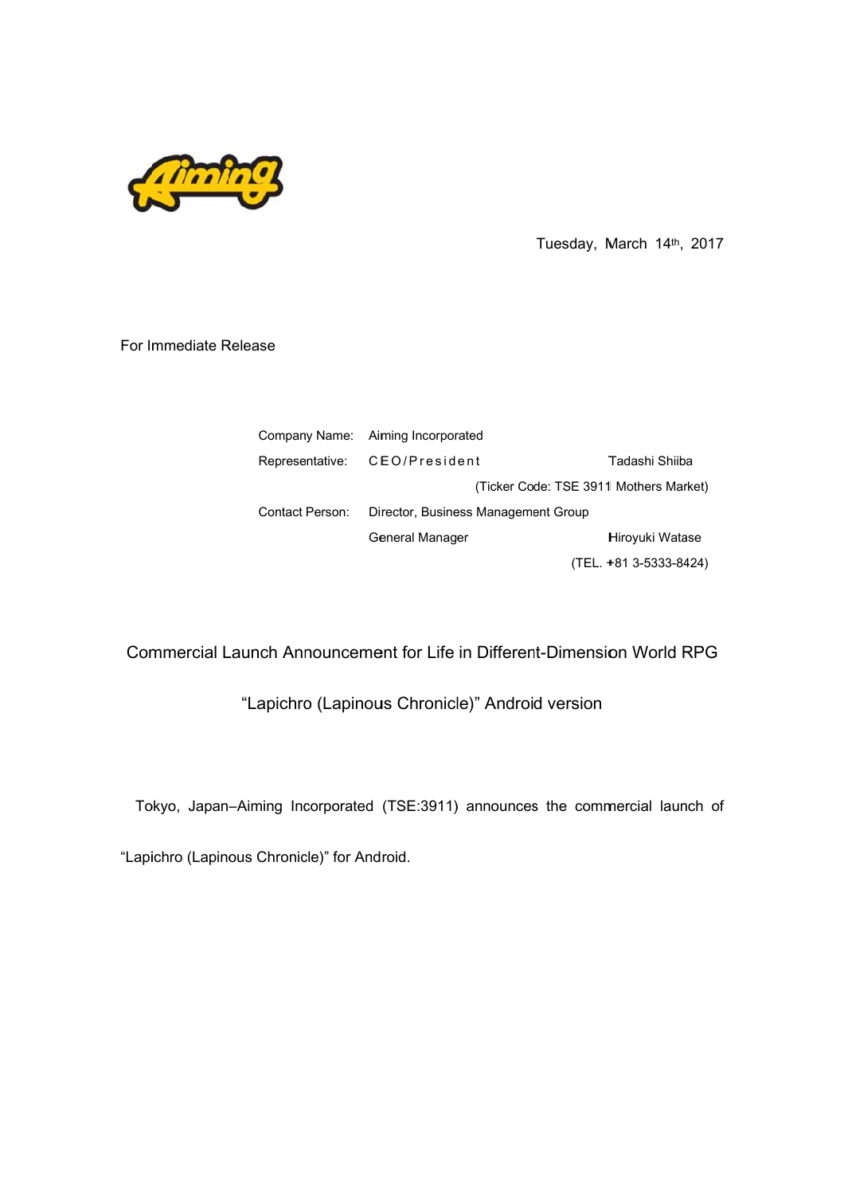Tuesday, March 14th, 2017

For Immediate Release

| | | |
|---|---|---|
| Company Name: | Aiming Incorporated | |
| Representative: | CEO/President | Tadashi Shiiba |
| | | (Ticker Code: TSE 3911 Mothers Market) |
| Contact Person: | Director, Business Management Group | |
| | General Manager | Hiroyuki Watase |
| | | (TEL. +81 3-5333-8424) |

## Commercial Launch Announcement for Life in Different-Dimension World RPG "Lapichro (Lapinous Chronicle)" Android version

Tokyo, Japan–Aiming Incorporated (TSE:3911) announces the commercial launch of "Lapichro (Lapinous Chronicle)" for Android.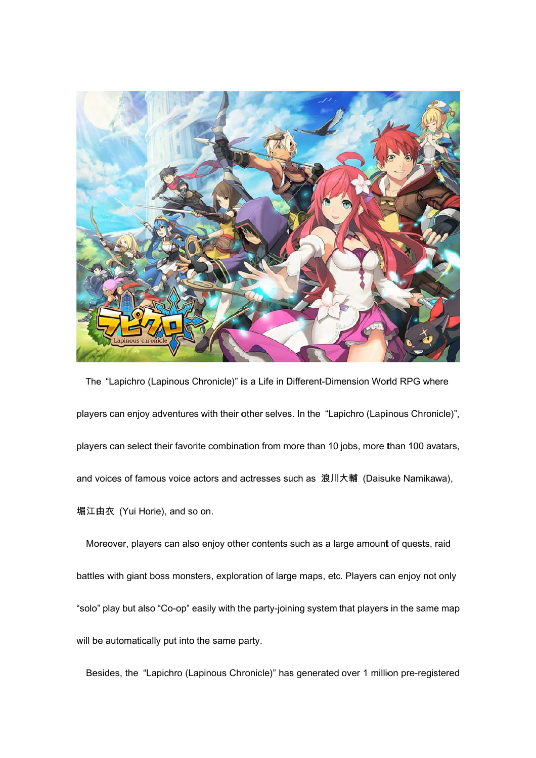The "Lapichro (Lapinous Chronicle)" is a Life in Different-Dimension World RPG where players can enjoy adventures with their other selves. In the "Lapichro (Lapinous Chronicle)", players can select their favorite combination from more than 10 jobs, more than 100 avatars, and voices of famous voice actors and actresses such as 浪川大輔 (Daisuke Namikawa), 堀江由衣 (Yui Horie), and so on.

Moreover, players can also enjoy other contents such as a large amount of quests, raid battles with giant boss monsters, exploration of large maps, etc. Players can enjoy not only "solo" play but also "Co-op" easily with the party-joining system that players in the same map will be automatically put into the same party.

Besides, the "Lapichro (Lapinous Chronicle)" has generated over 1 million pre-registered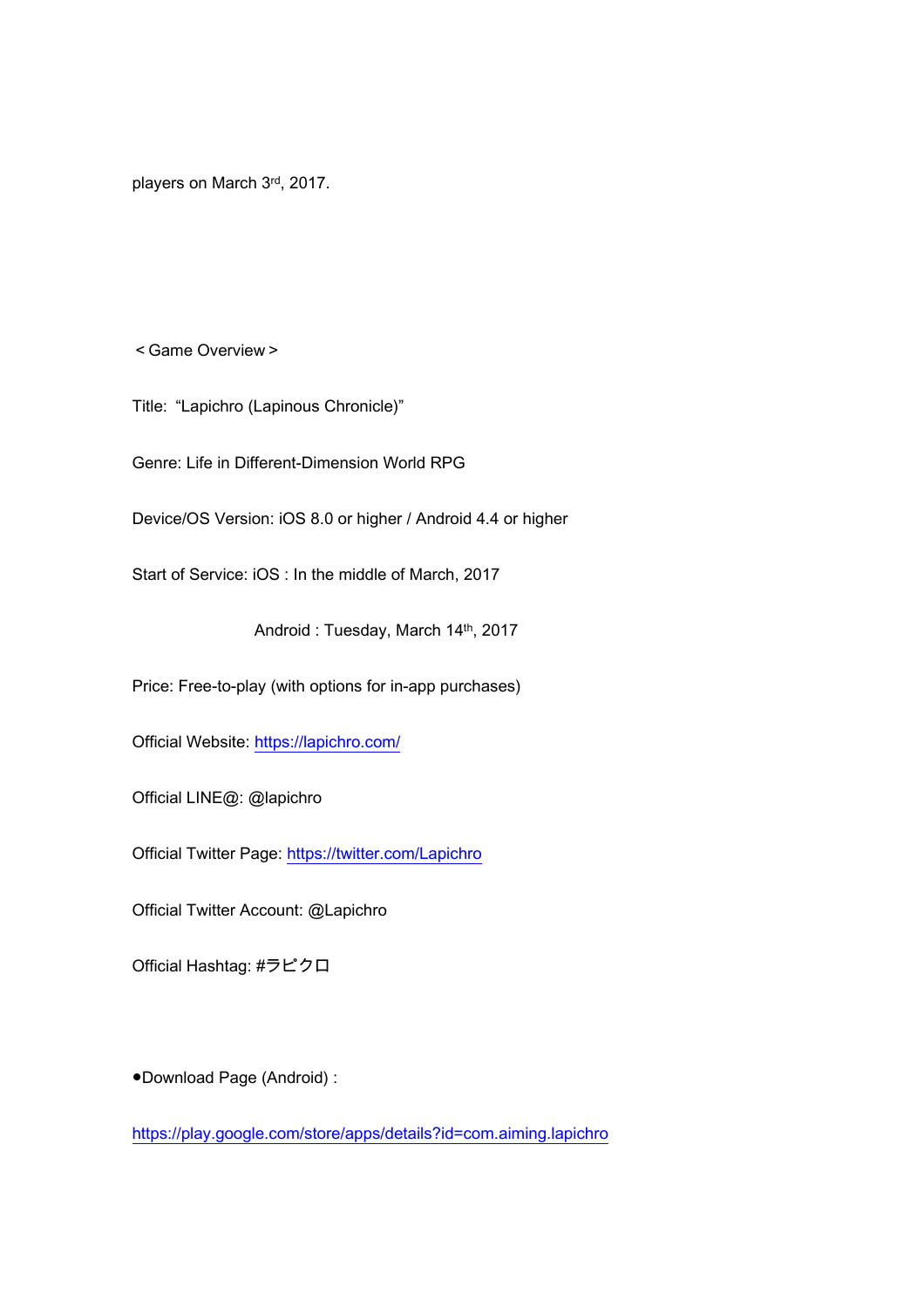players on March 3rd, 2017.

＜Game Overview＞

Title: "Lapichro (Lapinous Chronicle)"

Genre: Life in Different-Dimension World RPG

Device/OS Version: iOS 8.0 or higher / Android 4.4 or higher

Start of Service: iOS : In the middle of March, 2017

Android : Tuesday, March 14th, 2017

Price: Free-to-play (with options for in-app purchases)

Official Website: https://lapichro.com/

Official LINE@: @lapichro

Official Twitter Page: https://twitter.com/Lapichro

Official Twitter Account: @Lapichro

Official Hashtag: #ラピクロ

- Download Page (Android) :

https://play.google.com/store/apps/details?id=com.aiming.lapichro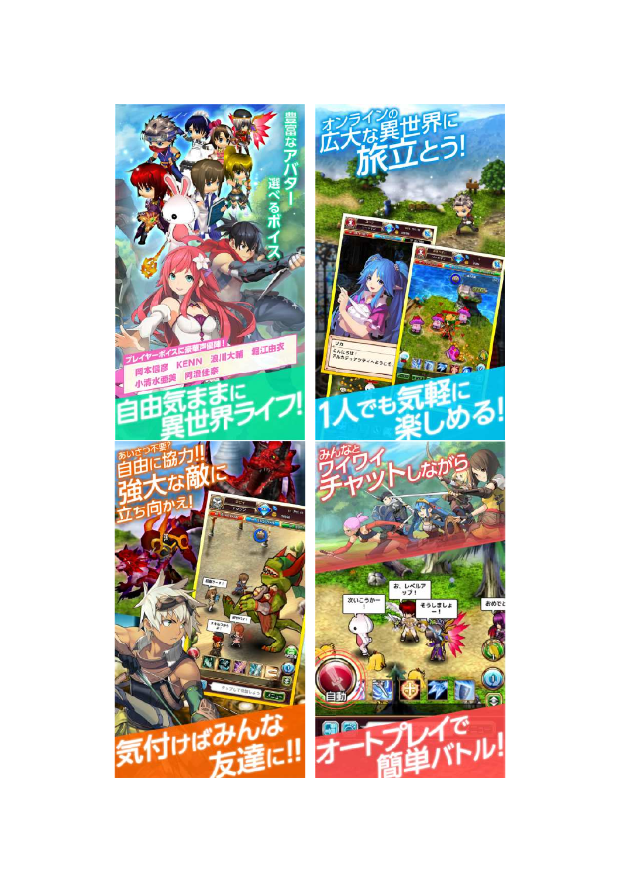豊富なアバター
選べるボイス

プレイヤーボイスに豪華声優陣！
岡本信彦　KENN　浪川大輔　堀江由衣
小清水亜美　阿澄佳奈

自由気ままに
異世界ライフ！

オンラインの
広大な異世界に
旅立とう！

1人でも気軽に
楽しめる！

あいさつ不要？
自由に協力!!
強大な敵に
立ち向かえ！

気付けばみんな
友達に!!

みんなと
ワイワイ
チャットしながら

オートプレイで
簡単バトル！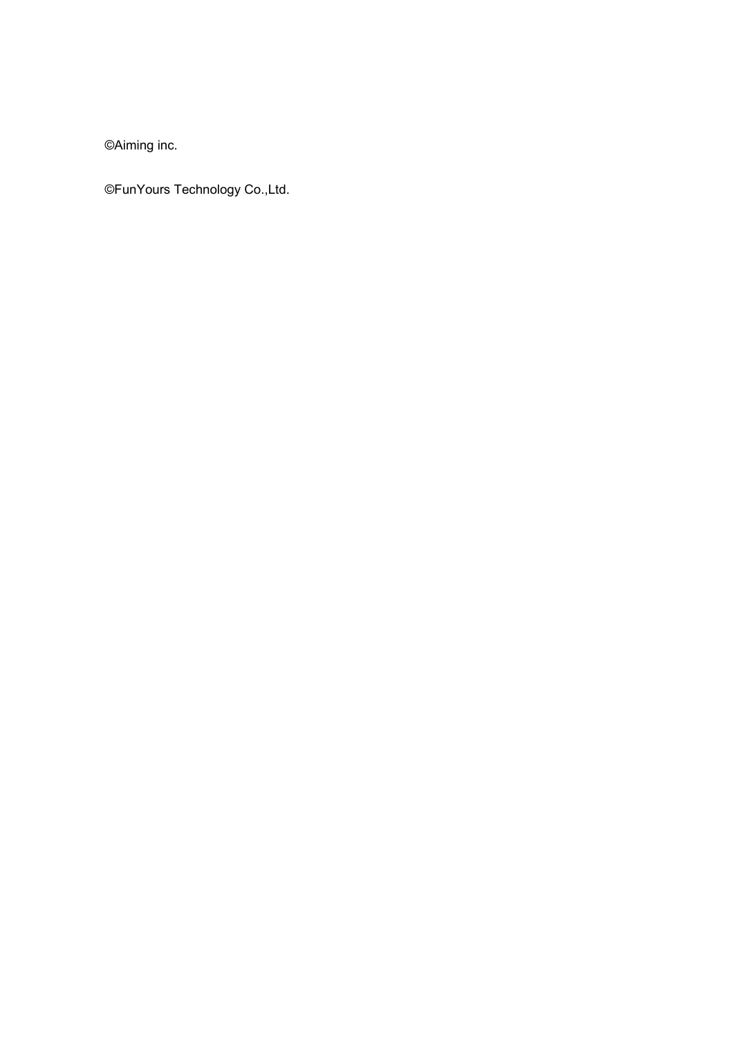©Aiming inc.

©FunYours Technology Co.,Ltd.